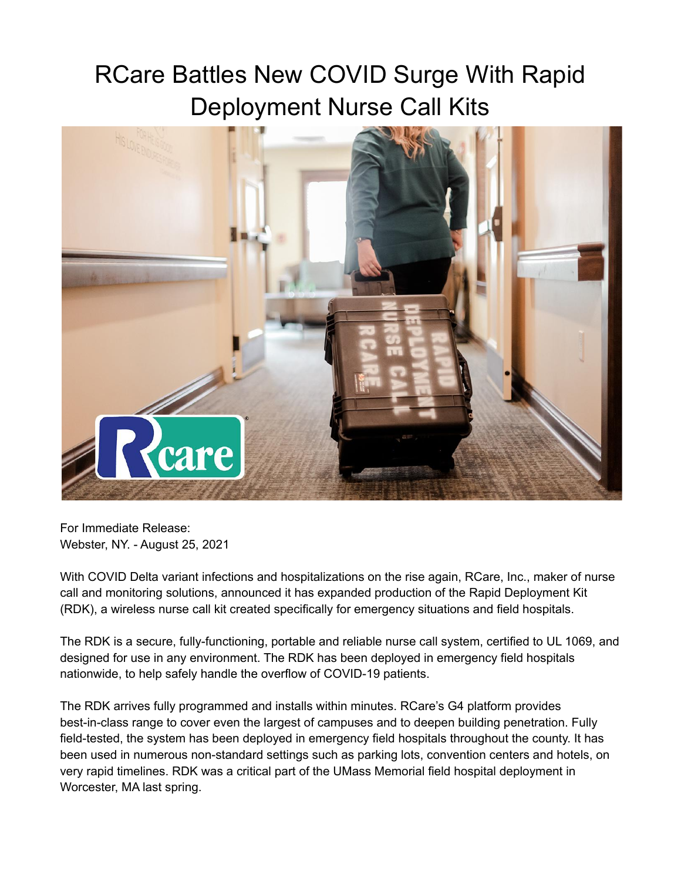# RCare Battles New COVID Surge With Rapid Deployment Nurse Call Kits

For Immediate Release:
Webster, NY. - August 25, 2021

With COVID Delta variant infections and hospitalizations on the rise again, RCare, Inc., maker of nurse call and monitoring solutions, announced it has expanded production of the Rapid Deployment Kit (RDK), a wireless nurse call kit created specifically for emergency situations and field hospitals.

The RDK is a secure, fully-functioning, portable and reliable nurse call system, certified to UL 1069, and designed for use in any environment. The RDK has been deployed in emergency field hospitals nationwide, to help safely handle the overflow of COVID-19 patients.

The RDK arrives fully programmed and installs within minutes. RCare's G4 platform provides best-in-class range to cover even the largest of campuses and to deepen building penetration. Fully field-tested, the system has been deployed in emergency field hospitals throughout the county. It has been used in numerous non-standard settings such as parking lots, convention centers and hotels, on very rapid timelines. RDK was a critical part of the UMass Memorial field hospital deployment in Worcester, MA last spring.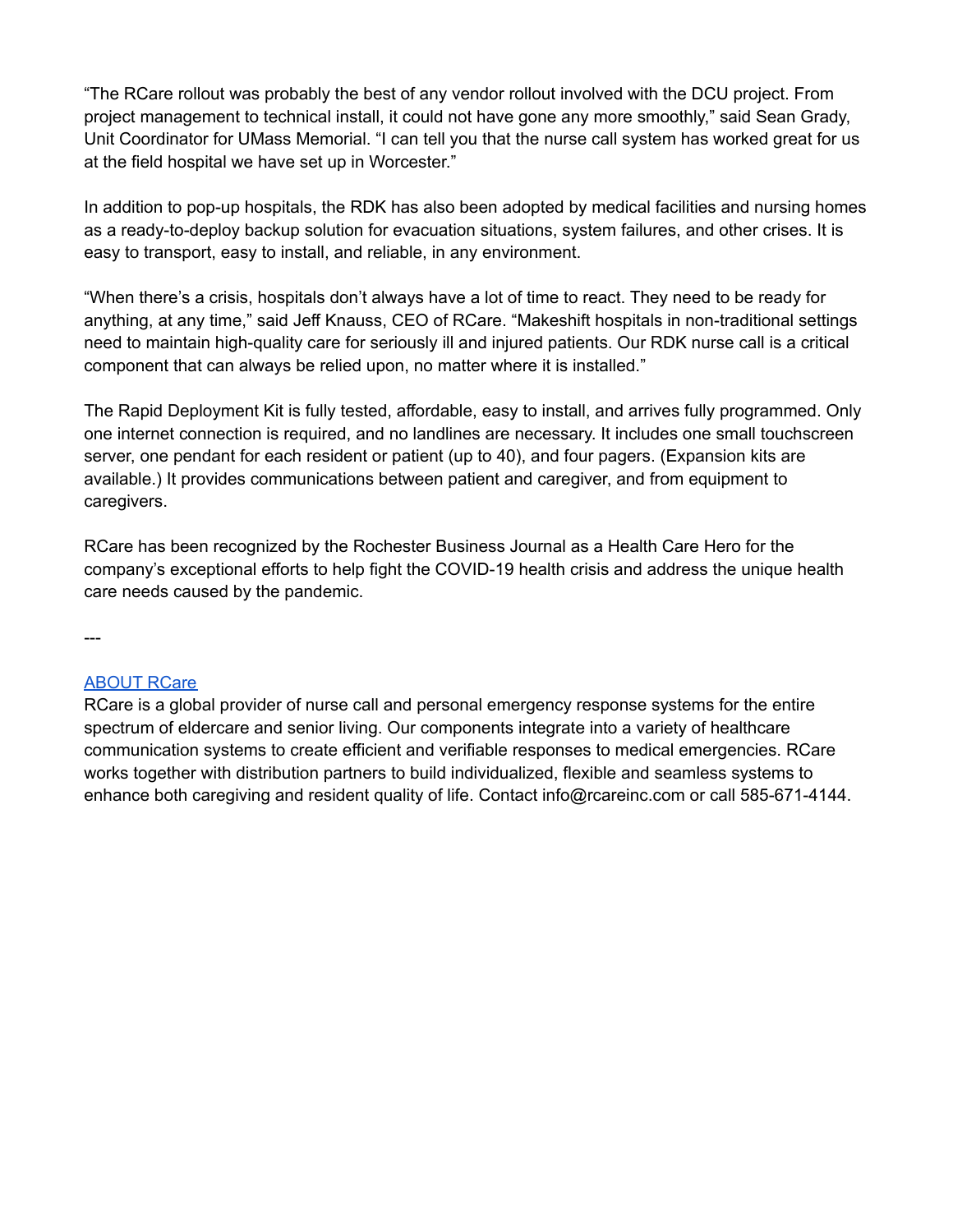"The RCare rollout was probably the best of any vendor rollout involved with the DCU project. From project management to technical install, it could not have gone any more smoothly," said Sean Grady, Unit Coordinator for UMass Memorial. "I can tell you that the nurse call system has worked great for us at the field hospital we have set up in Worcester."

In addition to pop-up hospitals, the RDK has also been adopted by medical facilities and nursing homes as a ready-to-deploy backup solution for evacuation situations, system failures, and other crises. It is easy to transport, easy to install, and reliable, in any environment.

"When there's a crisis, hospitals don't always have a lot of time to react. They need to be ready for anything, at any time," said Jeff Knauss, CEO of RCare. "Makeshift hospitals in non-traditional settings need to maintain high-quality care for seriously ill and injured patients. Our RDK nurse call is a critical component that can always be relied upon, no matter where it is installed."

The Rapid Deployment Kit is fully tested, affordable, easy to install, and arrives fully programmed. Only one internet connection is required, and no landlines are necessary. It includes one small touchscreen server, one pendant for each resident or patient (up to 40), and four pagers. (Expansion kits are available.) It provides communications between patient and caregiver, and from equipment to caregivers.

RCare has been recognized by the Rochester Business Journal as a Health Care Hero for the company's exceptional efforts to help fight the COVID-19 health crisis and address the unique health care needs caused by the pandemic.

---

ABOUT RCare

RCare is a global provider of nurse call and personal emergency response systems for the entire spectrum of eldercare and senior living. Our components integrate into a variety of healthcare communication systems to create efficient and verifiable responses to medical emergencies. RCare works together with distribution partners to build individualized, flexible and seamless systems to enhance both caregiving and resident quality of life. Contact info@rcareinc.com or call 585-671-4144.